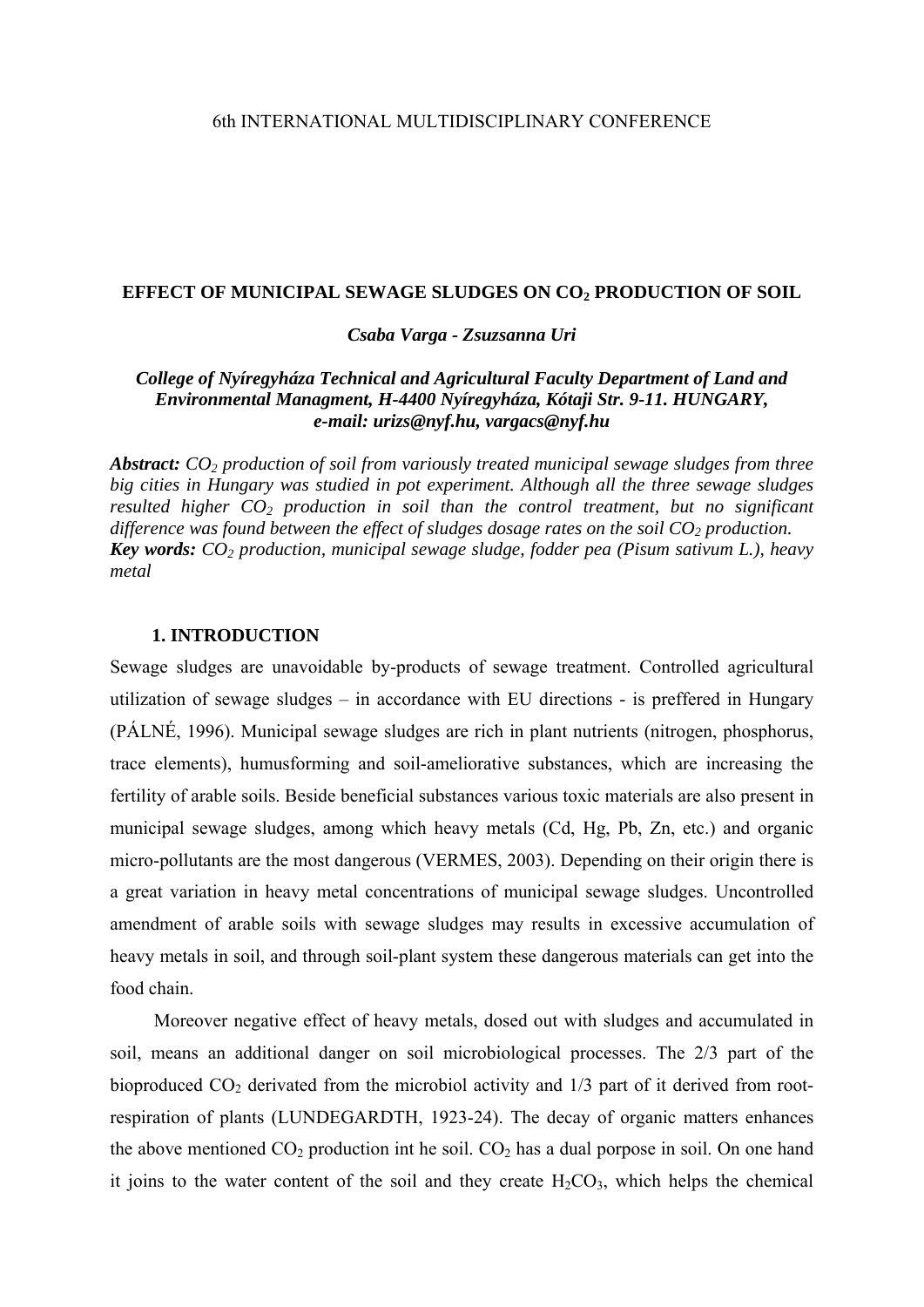6th INTERNATIONAL MULTIDISCIPLINARY CONFERENCE

# EFFECT OF MUNICIPAL SEWAGE SLUDGES ON $CO_2$ PRODUCTION OF SOIL

***Csaba Varga - Zsuzsanna Uri***

***College of Nyíregyháza Technical and Agricultural Faculty Department of Land and Environmental Managment, H-4400 Nyíregyháza, Kótaji Str. 9-11. HUNGARY, e-mail: urizs@nyf.hu, vargacs@nyf.hu***

***Abstract:*** *$CO_2$ production of soil from variously treated municipal sewage sludges from three big cities in Hungary was studied in pot experiment. Although all the three sewage sludges resulted higher $CO_2$ production in soil than the control treatment, but no significant difference was found between the effect of sludges dosage rates on the soil $CO_2$ production.*
***Key words:*** *$CO_2$ production, municipal sewage sludge, fodder pea (Pisum sativum L.), heavy metal*

## 1. INTRODUCTION

Sewage sludges are unavoidable by-products of sewage treatment. Controlled agricultural utilization of sewage sludges – in accordance with EU directions - is preffered in Hungary (PÁLNÉ, 1996). Municipal sewage sludges are rich in plant nutrients (nitrogen, phosphorus, trace elements), humusforming and soil-ameliorative substances, which are increasing the fertility of arable soils. Beside beneficial substances various toxic materials are also present in municipal sewage sludges, among which heavy metals (Cd, Hg, Pb, Zn, etc.) and organic micro-pollutants are the most dangerous (VERMES, 2003). Depending on their origin there is a great variation in heavy metal concentrations of municipal sewage sludges. Uncontrolled amendment of arable soils with sewage sludges may results in excessive accumulation of heavy metals in soil, and through soil-plant system these dangerous materials can get into the food chain.

Moreover negative effect of heavy metals, dosed out with sludges and accumulated in soil, means an additional danger on soil microbiological processes. The 2/3 part of the bioproduced $CO_2$ derivated from the microbiol activity and 1/3 part of it derived from root-respiration of plants (LUNDEGARDTH, 1923-24). The decay of organic matters enhances the above mentioned $CO_2$ production int he soil. $CO_2$ has a dual porpose in soil. On one hand it joins to the water content of the soil and they create $H_2CO_3$, which helps the chemical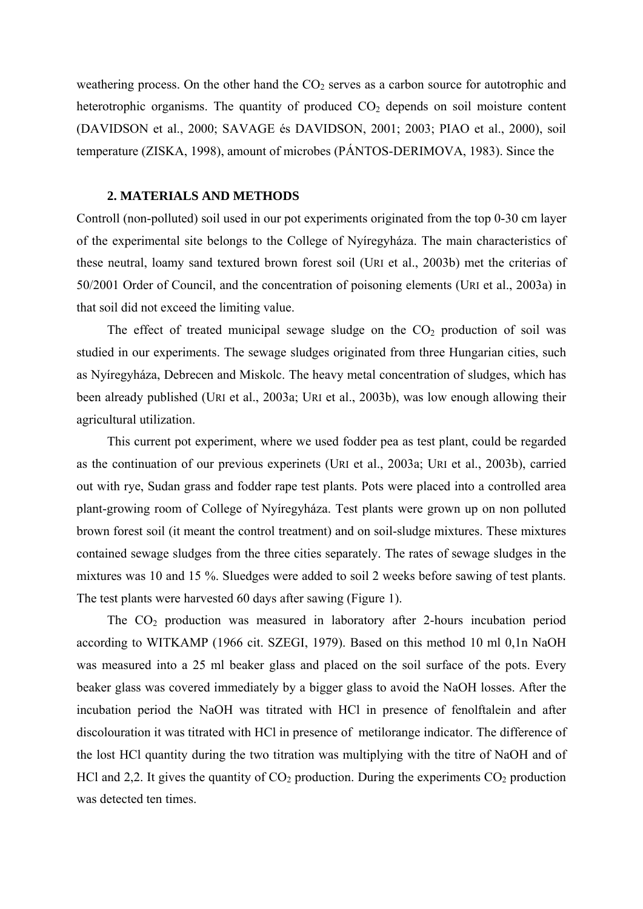weathering process. On the other hand the $CO_2$ serves as a carbon source for autotrophic and heterotrophic organisms. The quantity of produced $CO_2$ depends on soil moisture content (DAVIDSON et al., 2000; SAVAGE és DAVIDSON, 2001; 2003; PIAO et al., 2000), soil temperature (ZISKA, 1998), amount of microbes (PÁNTOS-DERIMOVA, 1983). Since the

## 2. MATERIALS AND METHODS

Controll (non-polluted) soil used in our pot experiments originated from the top 0-30 cm layer of the experimental site belongs to the College of Nyíregyháza. The main characteristics of these neutral, loamy sand textured brown forest soil (URI et al., 2003b) met the criterias of 50/2001 Order of Council, and the concentration of poisoning elements (URI et al., 2003a) in that soil did not exceed the limiting value.

The effect of treated municipal sewage sludge on the $CO_2$ production of soil was studied in our experiments. The sewage sludges originated from three Hungarian cities, such as Nyíregyháza, Debrecen and Miskolc. The heavy metal concentration of sludges, which has been already published (URI et al., 2003a; URI et al., 2003b), was low enough allowing their agricultural utilization.

This current pot experiment, where we used fodder pea as test plant, could be regarded as the continuation of our previous experinets (URI et al., 2003a; URI et al., 2003b), carried out with rye, Sudan grass and fodder rape test plants. Pots were placed into a controlled area plant-growing room of College of Nyíregyháza. Test plants were grown up on non polluted brown forest soil (it meant the control treatment) and on soil-sludge mixtures. These mixtures contained sewage sludges from the three cities separately. The rates of sewage sludges in the mixtures was 10 and 15 %. Sluedges were added to soil 2 weeks before sawing of test plants. The test plants were harvested 60 days after sawing (Figure 1).

The $CO_2$ production was measured in laboratory after 2-hours incubation period according to WITKAMP (1966 cit. SZEGI, 1979). Based on this method 10 ml 0,1n NaOH was measured into a 25 ml beaker glass and placed on the soil surface of the pots. Every beaker glass was covered immediately by a bigger glass to avoid the NaOH losses. After the incubation period the NaOH was titrated with HCl in presence of fenolftalein and after discolouration it was titrated with HCl in presence of metilorange indicator. The difference of the lost HCl quantity during the two titration was multiplying with the titre of NaOH and of HCl and 2,2. It gives the quantity of $CO_2$ production. During the experiments $CO_2$ production was detected ten times.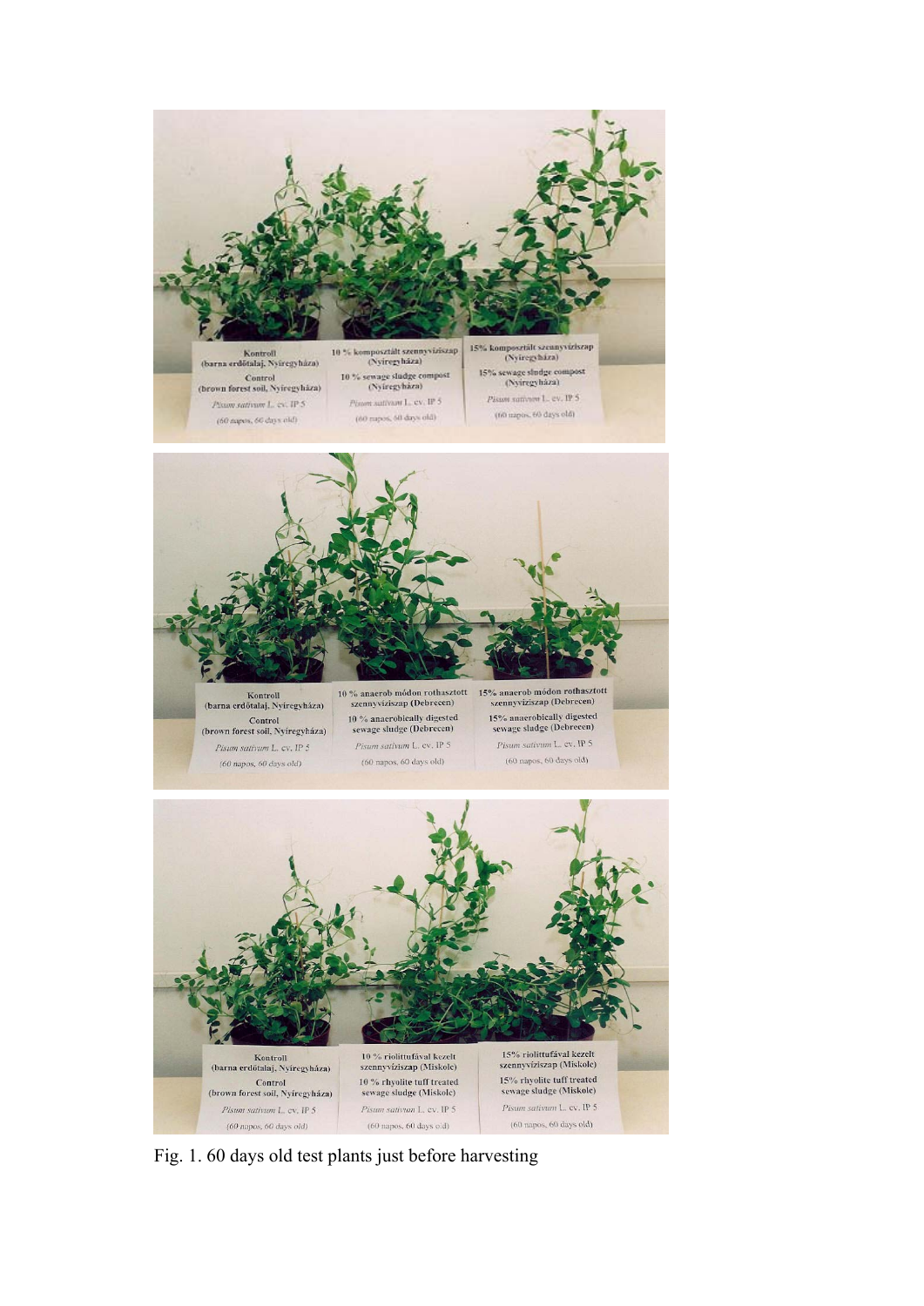Fig. 1. 60 days old test plants just before harvesting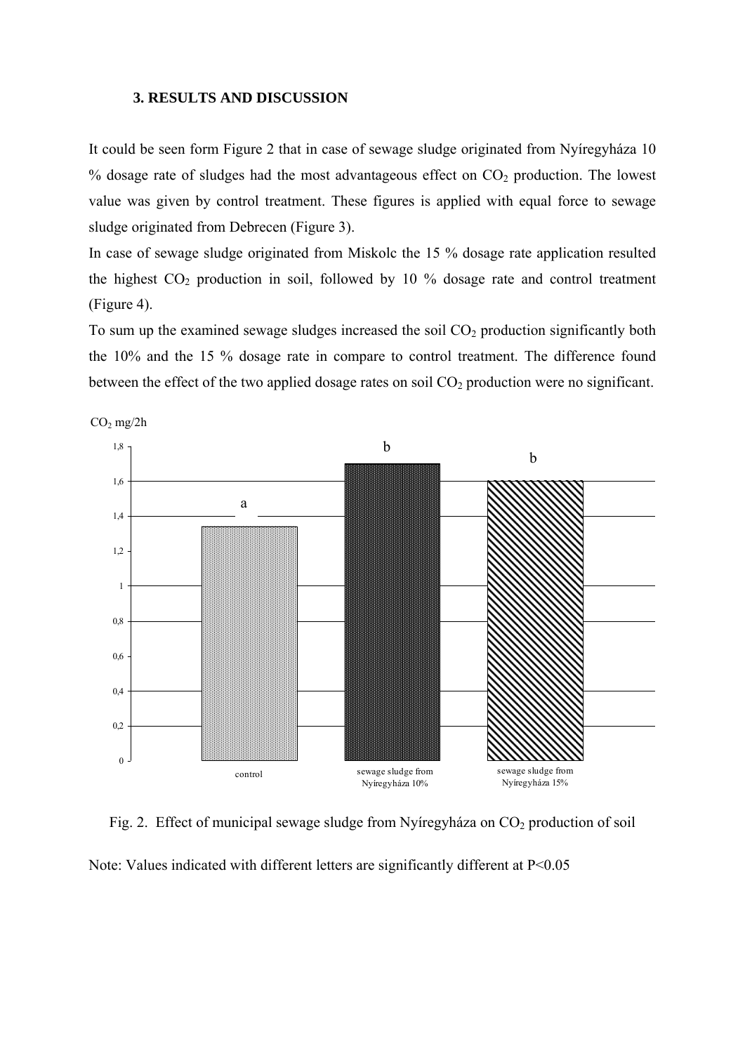### 3. RESULTS AND DISCUSSION

It could be seen form Figure 2 that in case of sewage sludge originated from Nyíregyháza 10 % dosage rate of sludges had the most advantageous effect on $CO_2$ production. The lowest value was given by control treatment. These figures is applied with equal force to sewage sludge originated from Debrecen (Figure 3).

In case of sewage sludge originated from Miskolc the 15 % dosage rate application resulted the highest $CO_2$ production in soil, followed by 10 % dosage rate and control treatment (Figure 4).

To sum up the examined sewage sludges increased the soil $CO_2$ production significantly both the 10% and the 15 % dosage rate in compare to control treatment. The difference found between the effect of the two applied dosage rates on soil $CO_2$ production were no significant.

Fig. 2. Effect of municipal sewage sludge from Nyíregyháza on $CO_2$ production of soil

Note: Values indicated with different letters are significantly different at $P<0.05$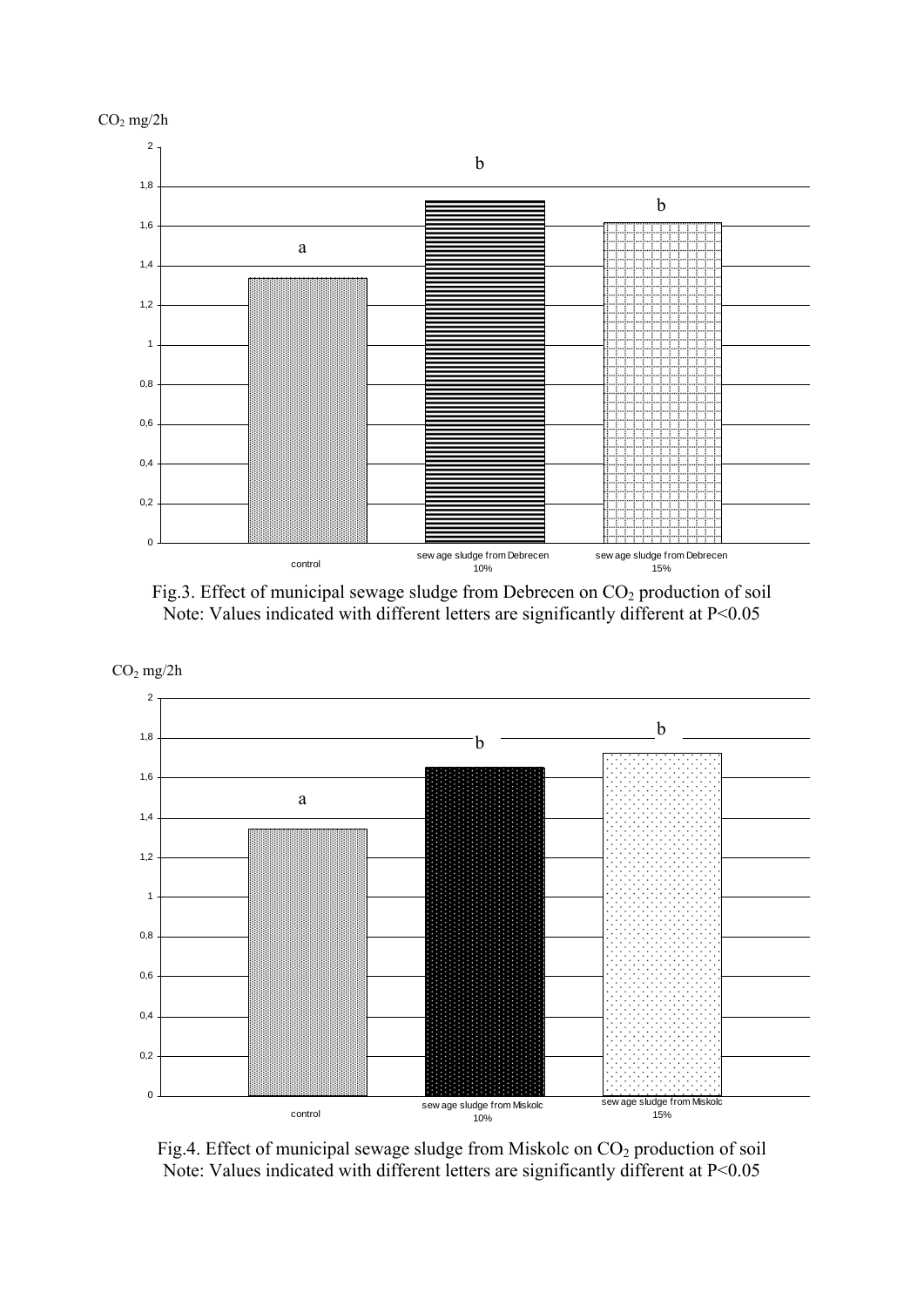Fig.3. Effect of municipal sewage sludge from Debrecen on $CO_2$ production of soil
Note: Values indicated with different letters are significantly different at $P<0.05$

Fig.4. Effect of municipal sewage sludge from Miskolc on $CO_2$ production of soil
Note: Values indicated with different letters are significantly different at $P<0.05$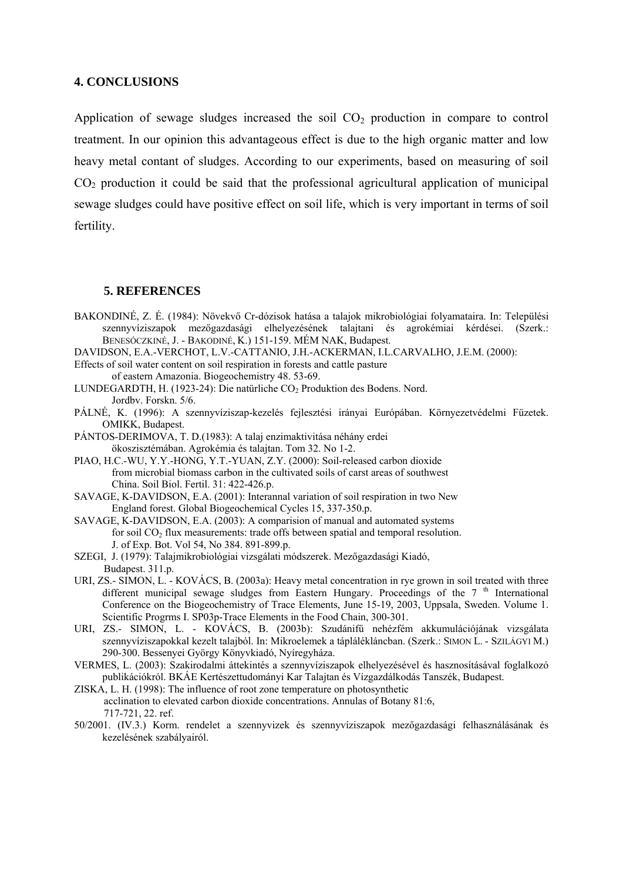## 4. CONCLUSIONS

Application of sewage sludges increased the soil $CO_2$ production in compare to control treatment. In our opinion this advantageous effect is due to the high organic matter and low heavy metal contant of sludges. According to our experiments, based on measuring of soil $CO_2$ production it could be said that the professional agricultural application of municipal sewage sludges could have positive effect on soil life, which is very important in terms of soil fertility.

## 5. REFERENCES

BAKONDINÉ, Z. É. (1984): Növekvő Cr-dózisok hatása a talajok mikrobiológiai folyamataira. In: Települési szennyvíziszapok mezőgazdasági elhelyezésének talajtani és agrokémiai kérdései. (Szerk.: BENESÓCZKINÉ, J. - BAKODINÉ, K.) 151-159. MÉM NAK, Budapest.

DAVIDSON, E.A.-VERCHOT, L.V.-CATTANIO, J.H.-ACKERMAN, I.L.CARVALHO, J.E.M. (2000): Effects of soil water content on soil respiration in forests and cattle pasture of eastern Amazonia. Biogeochemistry 48. 53-69.

LUNDEGARDTH, H. (1923-24): Die natürliche $CO_2$ Produktion des Bodens. Nord. Jordbv. Forskn. 5/6.

PÁLNÉ, K. (1996): A szennyvíziszap-kezelés fejlesztési irányai Európában. Környezetvédelmi Füzetek. OMIKK, Budapest.

PÁNTOS-DERIMOVA, T. D.(1983): A talaj enzimaktivitása néhány erdei ökoszisztémában. Agrokémia és talajtan. Tom 32. No 1-2.

PIAO, H.C.-WU, Y.Y.-HONG, Y.T.-YUAN, Z.Y. (2000): Soil-released carbon dioxide from microbial biomass carbon in the cultivated soils of carst areas of southwest China. Soil Biol. Fertil. 31: 422-426.p.

SAVAGE, K-DAVIDSON, E.A. (2001): Interannal variation of soil respiration in two New England forest. Global Biogeochemical Cycles 15, 337-350.p.

SAVAGE, K-DAVIDSON, E.A. (2003): A comparision of manual and automated systems for soil $CO_2$ flux measurements: trade offs between spatial and temporal resolution. J. of Exp. Bot. Vol 54, No 384. 891-899.p.

SZEGI, J. (1979): Talajmikrobiológiai vizsgálati módszerek. Mezőgazdasági Kiadó, Budapest. 311.p.

URI, ZS.- SIMON, L. - KOVÁCS, B. (2003a): Heavy metal concentration in rye grown in soil treated with three different municipal sewage sludges from Eastern Hungary. Proceedings of the 7[th] International Conference on the Biogeochemistry of Trace Elements, June 15-19, 2003, Uppsala, Sweden. Volume 1. Scientific Progrms I. SP03p-Trace Elements in the Food Chain, 300-301.

URI, ZS.- SIMON, L. - KOVÁCS, B. (2003b): Szudánifű nehézfém akkumulációjának vizsgálata szennyvíziszapokkal kezelt talajból. In: Mikroelemek a táplálékláncban. (Szerk.: SIMON L. - SZILÁGYI M.) 290-300. Bessenyei György Könyvkiadó, Nyíregyháza.

VERMES, L. (2003): Szakirodalmi áttekintés a szennyvíziszapok elhelyezésével és hasznosításával foglalkozó publikációkról. BKÁE Kertészettudományi Kar Talajtan és Vízgazdálkodás Tanszék, Budapest.

ZISKA, L. H. (1998): The influence of root zone temperature on photosynthetic acclination to elevated carbon dioxide concentrations. Annulas of Botany 81:6, 717-721, 22. ref.

50/2001. (IV.3.) Korm. rendelet a szennyvizek és szennyvíziszapok mezőgazdasági felhasználásának és kezelésének szabályairól.